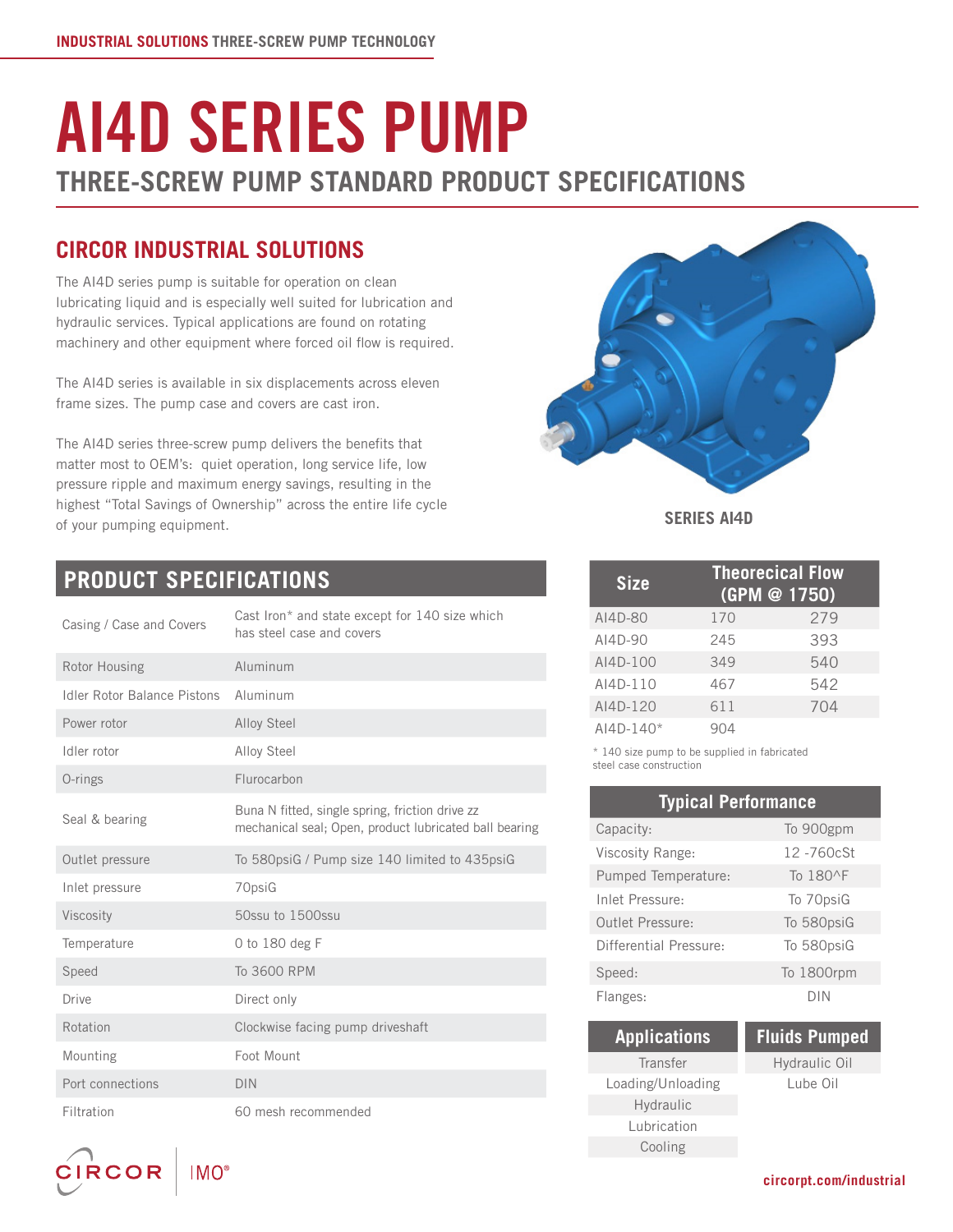# AI4D SERIES PUMP

## THREE-SCREW PUMP STANDARD PRODUCT SPECIFICATIONS

## CIRCOR INDUSTRIAL SOLUTIONS

The AI4D series pump is suitable for operation on clean lubricating liquid and is especially well suited for lubrication and hydraulic services. Typical applications are found on rotating machinery and other equipment where forced oil flow is required.

The AI4D series is available in six displacements across eleven frame sizes. The pump case and covers are cast iron.

The AI4D series three-screw pump delivers the benefits that matter most to OEM's: quiet operation, long service life, low pressure ripple and maximum energy savings, resulting in the highest "Total Savings of Ownership" across the entire life cycle of your pumping equipment.

SERIES AI4D

## PRODUCT SPECIFICATIONS

| | |
|---|---|
| Casing / Case and Covers | Cast Iron* and state except for 140 size which has steel case and covers |
| Rotor Housing | Aluminum |
| Idler Rotor Balance Pistons | Aluminum |
| Power rotor | Alloy Steel |
| Idler rotor | Alloy Steel |
| O-rings | Flurocarbon |
| Seal & bearing | Buna N fitted, single spring, friction drive zz mechanical seal; Open, product lubricated ball bearing |
| Outlet pressure | To 580psiG / Pump size 140 limited to 435psiG |
| Inlet pressure | 70psiG |
| Viscosity | 50ssu to 1500ssu |
| Temperature | 0 to 180 deg F |
| Speed | To 3600 RPM |
| Drive | Direct only |
| Rotation | Clockwise facing pump driveshaft |
| Mounting | Foot Mount |
| Port connections | DIN |
| Filtration | 60 mesh recommended |

| Size | Theorecical Flow (GPM @ 1750) | |
|---|---|---|
| AI4D-80 | 170 | 279 |
| AI4D-90 | 245 | 393 |
| AI4D-100 | 349 | 540 |
| AI4D-110 | 467 | 542 |
| AI4D-120 | 611 | 704 |
| AI4D-140* | 904 | |

\* 140 size pump to be supplied in fabricated steel case construction

| Typical Performance | |
|---|---|
| Capacity: | To 900gpm |
| Viscosity Range: | 12 -760cSt |
| Pumped Temperature: | To 180^F |
| Inlet Pressure: | To 70psiG |
| Outlet Pressure: | To 580psiG |
| Differential Pressure: | To 580psiG |
| Speed: | To 1800rpm |
| Flanges: | DIN |

| Applications |
|---|
| Transfer |
| Loading/Unloading |
| Hydraulic |
| Lubrication |
| Cooling |

| Fluids Pumped |
|---|
| Hydraulic Oil |
| Lube Oil |

CIRCOR | IMO®

circorpt.com/industrial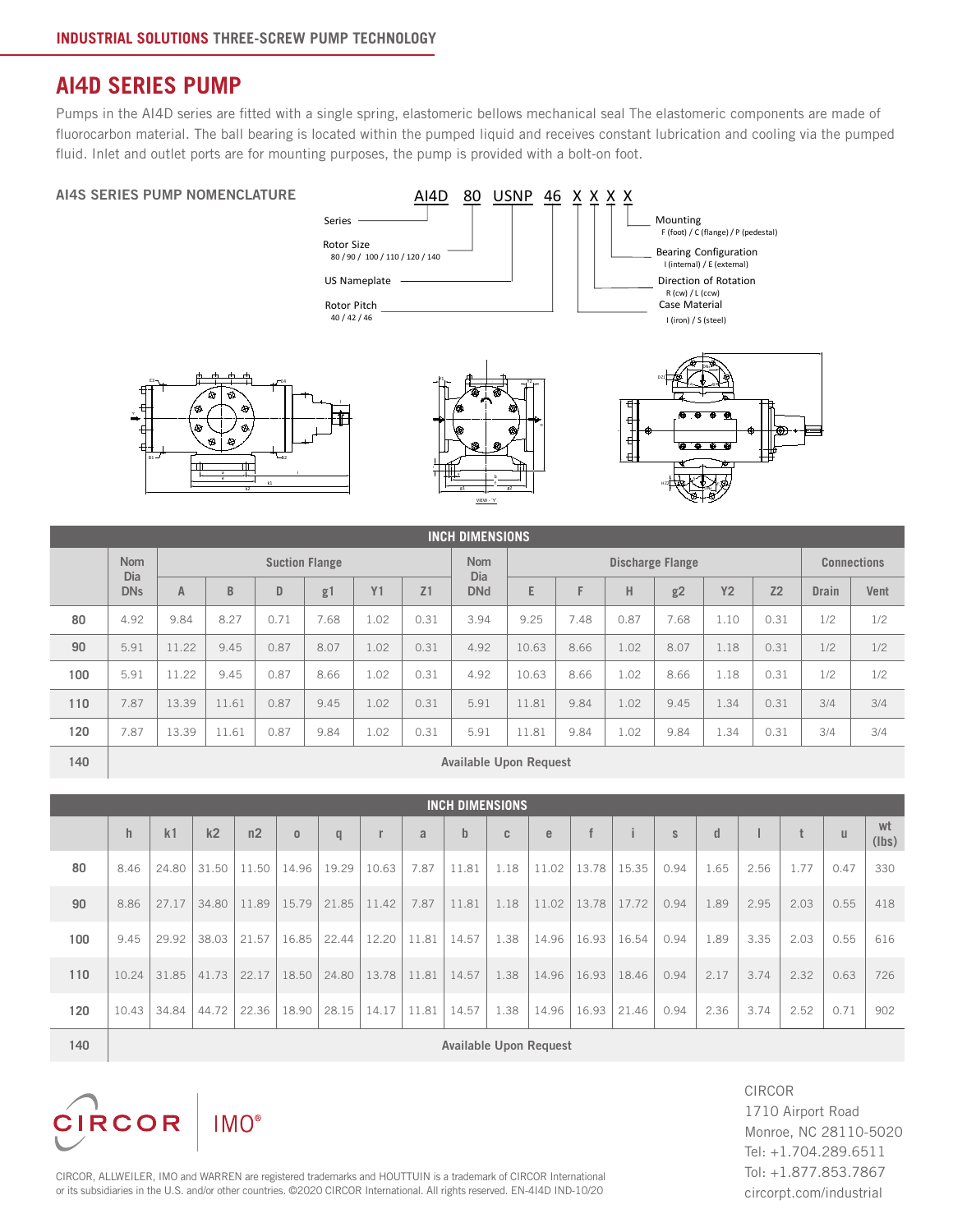INDUSTRIAL SOLUTIONS THREE-SCREW PUMP TECHNOLOGY

# AI4D SERIES PUMP

Pumps in the AI4D series are fitted with a single spring, elastomeric bellows mechanical seal The elastomeric components are made of fluorocarbon material. The ball bearing is located within the pumped liquid and receives constant lubrication and cooling via the pumped fluid. Inlet and outlet ports are for mounting purposes, the pump is provided with a bolt-on foot.

## AI4S SERIES PUMP NOMENCLATURE

AI4D 80 USNP 46 X X X X

- Series
- Rotor Size: 80 / 90 / 100 / 110 / 120 / 140
- US Nameplate
- Rotor Pitch: 40 / 42 / 46
- Case Material: I (iron) / S (steel)
- Direction of Rotation: R (cw) / L (ccw)
- Bearing Configuration: I (internal) / E (external)
- Mounting: F (foot) / C (flange) / P (pedestal)

VIEW - 'Y'

**INCH DIMENSIONS**

| | Nom Dia DNs | Suction Flange | | | | | | Nom Dia DNd | Discharge Flange | | | | | | Connections | |
|---|---|---|---|---|---|---|---|---|---|---|---|---|---|---|---|---|
| | | A | B | D | g1 | Y1 | Z1 | | E | F | H | g2 | Y2 | Z2 | Drain | Vent |
| 80 | 4.92 | 9.84 | 8.27 | 0.71 | 7.68 | 1.02 | 0.31 | 3.94 | 9.25 | 7.48 | 0.87 | 7.68 | 1.10 | 0.31 | 1/2 | 1/2 |
| 90 | 5.91 | 11.22 | 9.45 | 0.87 | 8.07 | 1.02 | 0.31 | 4.92 | 10.63 | 8.66 | 1.02 | 8.07 | 1.18 | 0.31 | 1/2 | 1/2 |
| 100 | 5.91 | 11.22 | 9.45 | 0.87 | 8.66 | 1.02 | 0.31 | 4.92 | 10.63 | 8.66 | 1.02 | 8.66 | 1.18 | 0.31 | 1/2 | 1/2 |
| 110 | 7.87 | 13.39 | 11.61 | 0.87 | 9.45 | 1.02 | 0.31 | 5.91 | 11.81 | 9.84 | 1.02 | 9.45 | 1.34 | 0.31 | 3/4 | 3/4 |
| 120 | 7.87 | 13.39 | 11.61 | 0.87 | 9.84 | 1.02 | 0.31 | 5.91 | 11.81 | 9.84 | 1.02 | 9.84 | 1.34 | 0.31 | 3/4 | 3/4 |
| 140 | Available Upon Request | | | | | | | | | | | | | | | |

**INCH DIMENSIONS**

| | h | k1 | k2 | n2 | o | q | r | a | b | c | e | f | i | s | d | l | t | u | wt (lbs) |
|---|---|---|---|---|---|---|---|---|---|---|---|---|---|---|---|---|---|---|---|
| 80 | 8.46 | 24.80 | 31.50 | 11.50 | 14.96 | 19.29 | 10.63 | 7.87 | 11.81 | 1.18 | 11.02 | 13.78 | 15.35 | 0.94 | 1.65 | 2.56 | 1.77 | 0.47 | 330 |
| 90 | 8.86 | 27.17 | 34.80 | 11.89 | 15.79 | 21.85 | 11.42 | 7.87 | 11.81 | 1.18 | 11.02 | 13.78 | 17.72 | 0.94 | 1.89 | 2.95 | 2.03 | 0.55 | 418 |
| 100 | 9.45 | 29.92 | 38.03 | 21.57 | 16.85 | 22.44 | 12.20 | 11.81 | 14.57 | 1.38 | 14.96 | 16.93 | 16.54 | 0.94 | 1.89 | 3.35 | 2.03 | 0.55 | 616 |
| 110 | 10.24 | 31.85 | 41.73 | 22.17 | 18.50 | 24.80 | 13.78 | 11.81 | 14.57 | 1.38 | 14.96 | 16.93 | 18.46 | 0.94 | 2.17 | 3.74 | 2.32 | 0.63 | 726 |
| 120 | 10.43 | 34.84 | 44.72 | 22.36 | 18.90 | 28.15 | 14.17 | 11.81 | 14.57 | 1.38 | 14.96 | 16.93 | 21.46 | 0.94 | 2.36 | 3.74 | 2.52 | 0.71 | 902 |
| 140 | Available Upon Request | | | | | | | | | | | | | | | | | | |

CIRCOR | IMO®

CIRCOR
1710 Airport Road
Monroe, NC 28110-5020
Tel: +1.704.289.6511
Tol: +1.877.853.7867
circorpt.com/industrial

CIRCOR, ALLWEILER, IMO and WARREN are registered trademarks and HOUTTUIN is a trademark of CIRCOR International or its subsidiaries in the U.S. and/or other countries. ©2020 CIRCOR International. All rights reserved. EN-4I4D IND-10/20